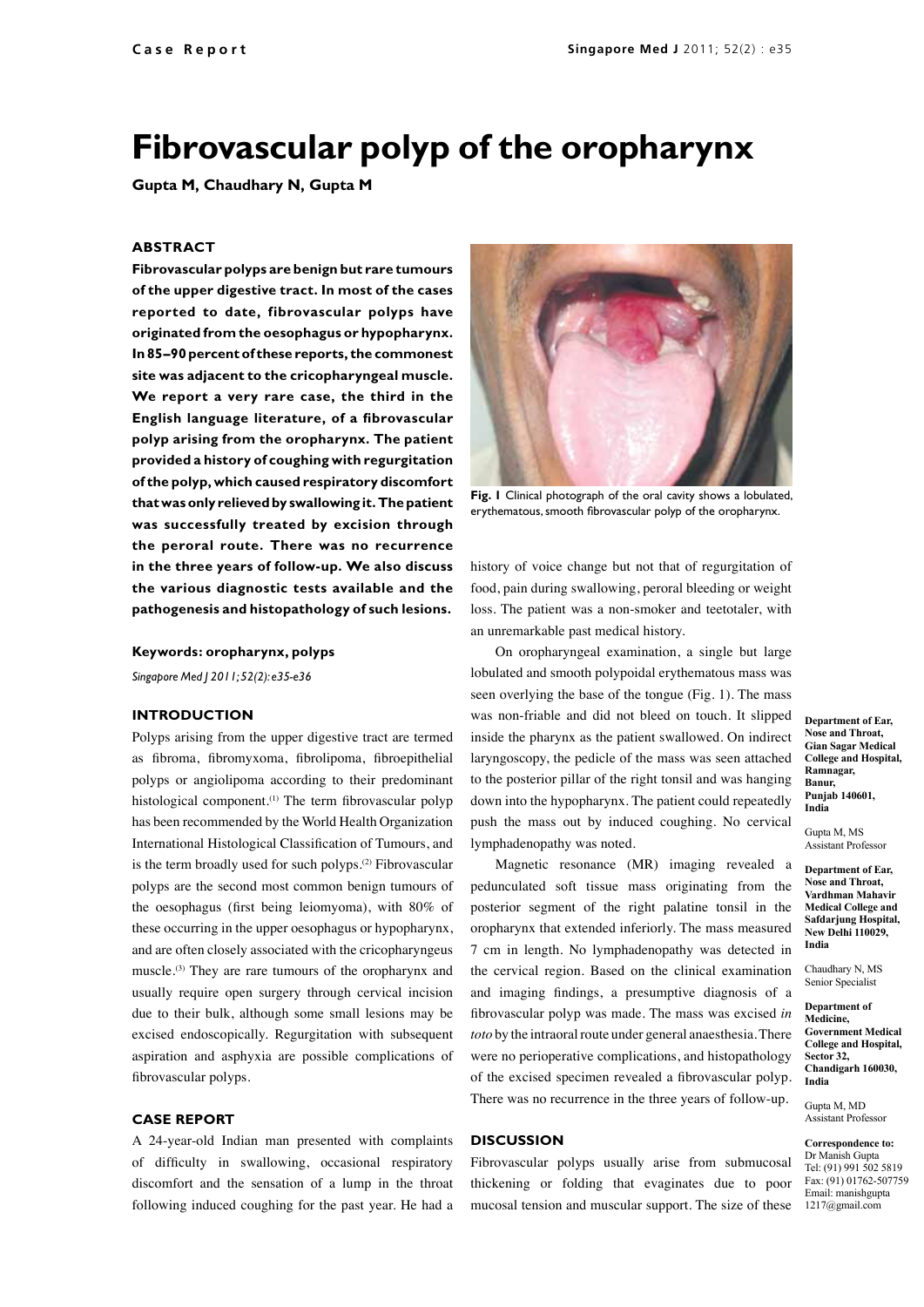Case Report

# Fibrovascular polyp of the oropharynx

**Gupta M, Chaudhary N, Gupta M**

## ABSTRACT

**Fibrovascular polyps are benign but rare tumours of the upper digestive tract. In most of the cases reported to date, fibrovascular polyps have originated from the oesophagus or hypopharynx. In 85–90 percent of these reports, the commonest site was adjacent to the cricopharyngeal muscle. We report a very rare case, the third in the English language literature, of a fibrovascular polyp arising from the oropharynx. The patient provided a history of coughing with regurgitation of the polyp, which caused respiratory discomfort that was only relieved by swallowing it. The patient was successfully treated by excision through the peroral route. There was no recurrence in the three years of follow-up. We also discuss the various diagnostic tests available and the pathogenesis and histopathology of such lesions.**

**Keywords: oropharynx, polyps**

*Singapore Med J 2011; 52(2): e35-e36*

## INTRODUCTION

Polyps arising from the upper digestive tract are termed as fibroma, fibromyxoma, fibrolipoma, fibroepithelial polyps or angiolipoma according to their predominant histological component.[1] The term fibrovascular polyp has been recommended by the World Health Organization International Histological Classification of Tumours, and is the term broadly used for such polyps.[2] Fibrovascular polyps are the second most common benign tumours of the oesophagus (first being leiomyoma), with 80% of these occurring in the upper oesophagus or hypopharynx, and are often closely associated with the cricopharyngeus muscle.[3] They are rare tumours of the oropharynx and usually require open surgery through cervical incision due to their bulk, although some small lesions may be excised endoscopically. Regurgitation with subsequent aspiration and asphyxia are possible complications of fibrovascular polyps.

## CASE REPORT

A 24-year-old Indian man presented with complaints of difficulty in swallowing, occasional respiratory discomfort and the sensation of a lump in the throat following induced coughing for the past year. He had a history of voice change but not that of regurgitation of food, pain during swallowing, peroral bleeding or weight loss. The patient was a non-smoker and teetotaler, with an unremarkable past medical history.

**Fig. 1** Clinical photograph of the oral cavity shows a lobulated, erythematous, smooth fibrovascular polyp of the oropharynx.

On oropharyngeal examination, a single but large lobulated and smooth polypoidal erythematous mass was seen overlying the base of the tongue (Fig. 1). The mass was non-friable and did not bleed on touch. It slipped inside the pharynx as the patient swallowed. On indirect laryngoscopy, the pedicle of the mass was seen attached to the posterior pillar of the right tonsil and was hanging down into the hypopharynx. The patient could repeatedly push the mass out by induced coughing. No cervical lymphadenopathy was noted.

Magnetic resonance (MR) imaging revealed a pedunculated soft tissue mass originating from the posterior segment of the right palatine tonsil in the oropharynx that extended inferiorly. The mass measured 7 cm in length. No lymphadenopathy was detected in the cervical region. Based on the clinical examination and imaging findings, a presumptive diagnosis of a fibrovascular polyp was made. The mass was excised *in toto* by the intraoral route under general anaesthesia. There were no perioperative complications, and histopathology of the excised specimen revealed a fibrovascular polyp. There was no recurrence in the three years of follow-up.

## DISCUSSION

Fibrovascular polyps usually arise from submucosal thickening or folding that evaginates due to poor mucosal tension and muscular support. The size of these

**Department of Ear, Nose and Throat, Gian Sagar Medical College and Hospital, Ramnagar, Banur, Punjab 140601, India**

Gupta M, MS
Assistant Professor

**Department of Ear, Nose and Throat, Vardhman Mahavir Medical College and Safdarjung Hospital, New Delhi 110029, India**

Chaudhary N, MS
Senior Specialist

**Department of Medicine, Government Medical College and Hospital, Sector 32, Chandigarh 160030, India**

Gupta M, MD
Assistant Professor

**Correspondence to:**
Dr Manish Gupta
Tel: (91) 991 502 5819
Fax: (91) 01762-507759
Email: manishgupta1217@gmail.com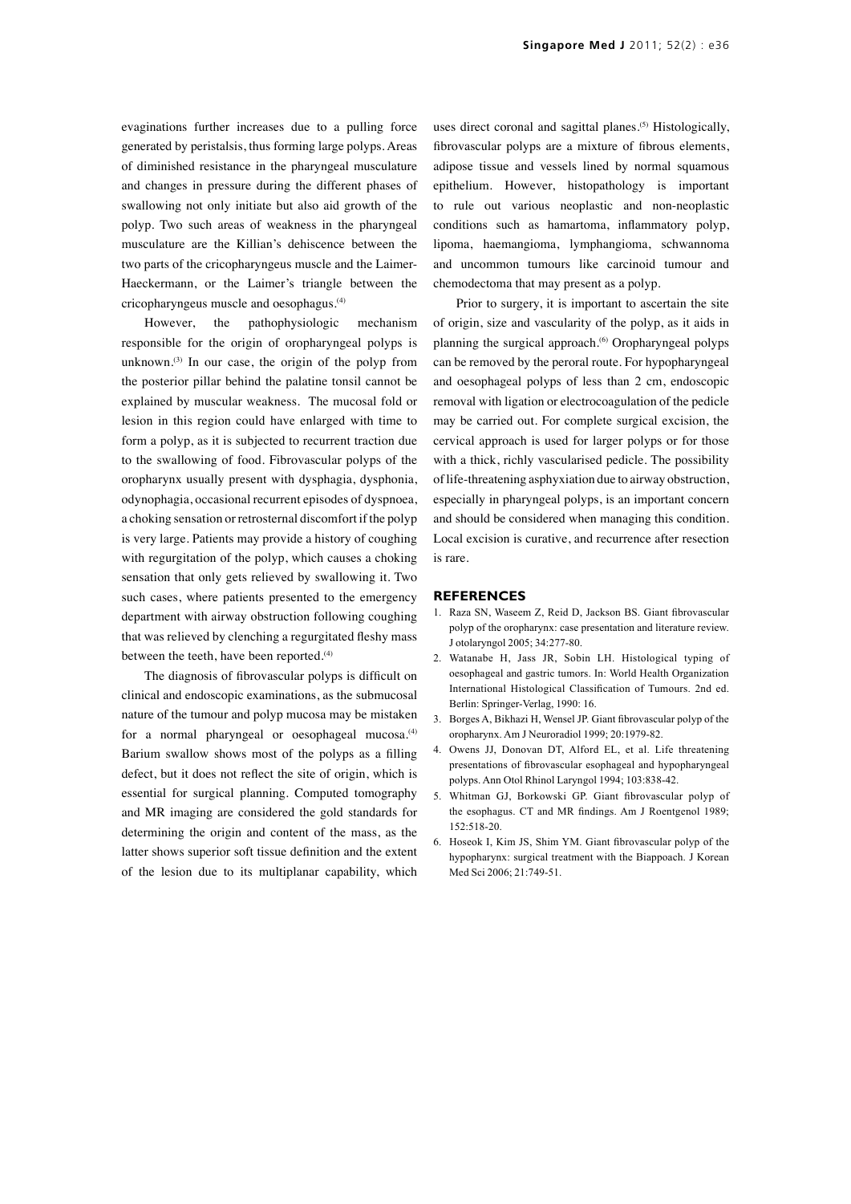evaginations further increases due to a pulling force generated by peristalsis, thus forming large polyps. Areas of diminished resistance in the pharyngeal musculature and changes in pressure during the different phases of swallowing not only initiate but also aid growth of the polyp. Two such areas of weakness in the pharyngeal musculature are the Killian's dehiscence between the two parts of the cricopharyngeus muscle and the Laimer-Haeckermann, or the Laimer's triangle between the cricopharyngeus muscle and oesophagus.[4]

However, the pathophysiologic mechanism responsible for the origin of oropharyngeal polyps is unknown.[3] In our case, the origin of the polyp from the posterior pillar behind the palatine tonsil cannot be explained by muscular weakness. The mucosal fold or lesion in this region could have enlarged with time to form a polyp, as it is subjected to recurrent traction due to the swallowing of food. Fibrovascular polyps of the oropharynx usually present with dysphagia, dysphonia, odynophagia, occasional recurrent episodes of dyspnoea, a choking sensation or retrosternal discomfort if the polyp is very large. Patients may provide a history of coughing with regurgitation of the polyp, which causes a choking sensation that only gets relieved by swallowing it. Two such cases, where patients presented to the emergency department with airway obstruction following coughing that was relieved by clenching a regurgitated fleshy mass between the teeth, have been reported.[4]

The diagnosis of fibrovascular polyps is difficult on clinical and endoscopic examinations, as the submucosal nature of the tumour and polyp mucosa may be mistaken for a normal pharyngeal or oesophageal mucosa.[4] Barium swallow shows most of the polyps as a filling defect, but it does not reflect the site of origin, which is essential for surgical planning. Computed tomography and MR imaging are considered the gold standards for determining the origin and content of the mass, as the latter shows superior soft tissue definition and the extent of the lesion due to its multiplanar capability, which uses direct coronal and sagittal planes.[5] Histologically, fibrovascular polyps are a mixture of fibrous elements, adipose tissue and vessels lined by normal squamous epithelium. However, histopathology is important to rule out various neoplastic and non-neoplastic conditions such as hamartoma, inflammatory polyp, lipoma, haemangioma, lymphangioma, schwannoma and uncommon tumours like carcinoid tumour and chemodectoma that may present as a polyp.

Prior to surgery, it is important to ascertain the site of origin, size and vascularity of the polyp, as it aids in planning the surgical approach.[6] Oropharyngeal polyps can be removed by the peroral route. For hypopharyngeal and oesophageal polyps of less than 2 cm, endoscopic removal with ligation or electrocoagulation of the pedicle may be carried out. For complete surgical excision, the cervical approach is used for larger polyps or for those with a thick, richly vascularised pedicle. The possibility of life-threatening asphyxiation due to airway obstruction, especially in pharyngeal polyps, is an important concern and should be considered when managing this condition. Local excision is curative, and recurrence after resection is rare.

## REFERENCES

1. Raza SN, Waseem Z, Reid D, Jackson BS. Giant fibrovascular polyp of the oropharynx: case presentation and literature review. J otolaryngol 2005; 34:277-80.
2. Watanabe H, Jass JR, Sobin LH. Histological typing of oesophageal and gastric tumors. In: World Health Organization International Histological Classification of Tumours. 2nd ed. Berlin: Springer-Verlag, 1990: 16.
3. Borges A, Bikhazi H, Wensel JP. Giant fibrovascular polyp of the oropharynx. Am J Neuroradiol 1999; 20:1979-82.
4. Owens JJ, Donovan DT, Alford EL, et al. Life threatening presentations of fibrovascular esophageal and hypopharyngeal polyps. Ann Otol Rhinol Laryngol 1994; 103:838-42.
5. Whitman GJ, Borkowski GP. Giant fibrovascular polyp of the esophagus. CT and MR findings. Am J Roentgenol 1989; 152:518-20.
6. Hoseok I, Kim JS, Shim YM. Giant fibrovascular polyp of the hypopharynx: surgical treatment with the Biappoach. J Korean Med Sci 2006; 21:749-51.